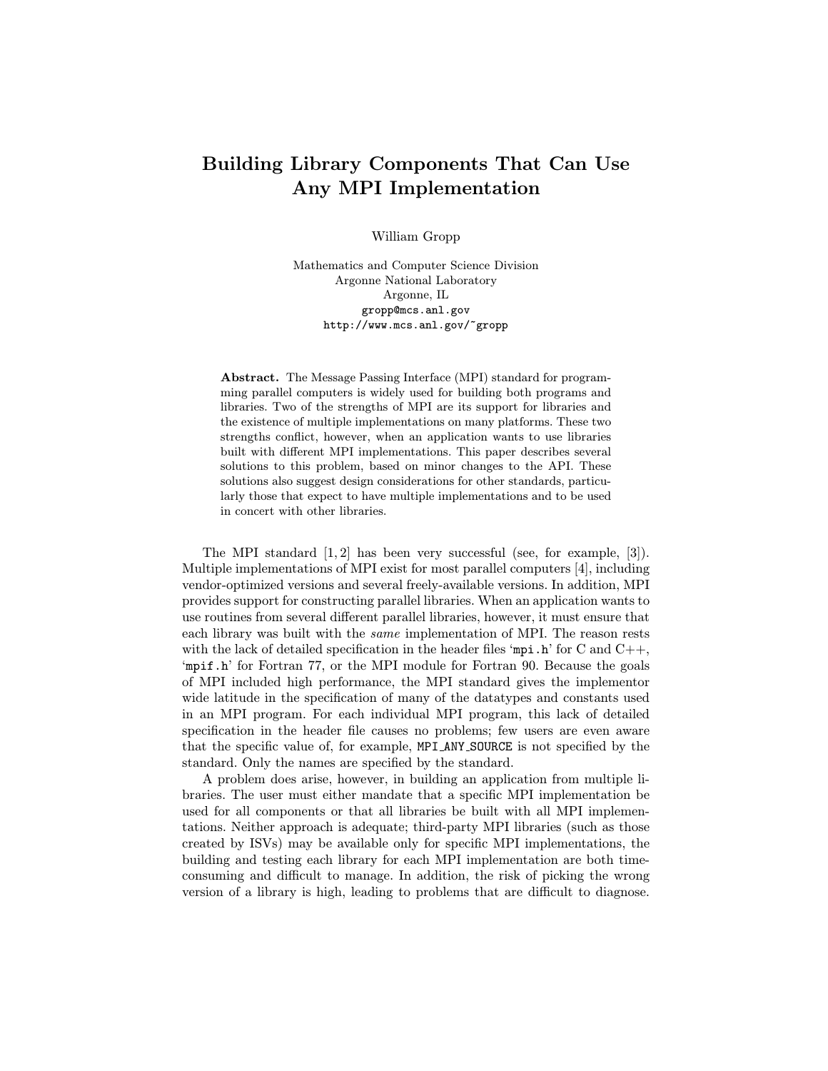# Building Library Components That Can Use Any MPI Implementation

William Gropp

Mathematics and Computer Science Division
Argonne National Laboratory
Argonne, IL
`gropp@mcs.anl.gov`
`http://www.mcs.anl.gov/~gropp`

**Abstract.** The Message Passing Interface (MPI) standard for programming parallel computers is widely used for building both programs and libraries. Two of the strengths of MPI are its support for libraries and the existence of multiple implementations on many platforms. These two strengths conflict, however, when an application wants to use libraries built with different MPI implementations. This paper describes several solutions to this problem, based on minor changes to the API. These solutions also suggest design considerations for other standards, particularly those that expect to have multiple implementations and to be used in concert with other libraries.

The MPI standard [1, 2] has been very successful (see, for example, [3]). Multiple implementations of MPI exist for most parallel computers [4], including vendor-optimized versions and several freely-available versions. In addition, MPI provides support for constructing parallel libraries. When an application wants to use routines from several different parallel libraries, however, it must ensure that each library was built with the *same* implementation of MPI. The reason rests with the lack of detailed specification in the header files '`mpi.h`' for C and C++, '`mpif.h`' for Fortran 77, or the MPI module for Fortran 90. Because the goals of MPI included high performance, the MPI standard gives the implementor wide latitude in the specification of many of the datatypes and constants used in an MPI program. For each individual MPI program, this lack of detailed specification in the header file causes no problems; few users are even aware that the specific value of, for example, `MPI_ANY_SOURCE` is not specified by the standard. Only the names are specified by the standard.

A problem does arise, however, in building an application from multiple libraries. The user must either mandate that a specific MPI implementation be used for all components or that all libraries be built with all MPI implementations. Neither approach is adequate; third-party MPI libraries (such as those created by ISVs) may be available only for specific MPI implementations, the building and testing each library for each MPI implementation are both time-consuming and difficult to manage. In addition, the risk of picking the wrong version of a library is high, leading to problems that are difficult to diagnose.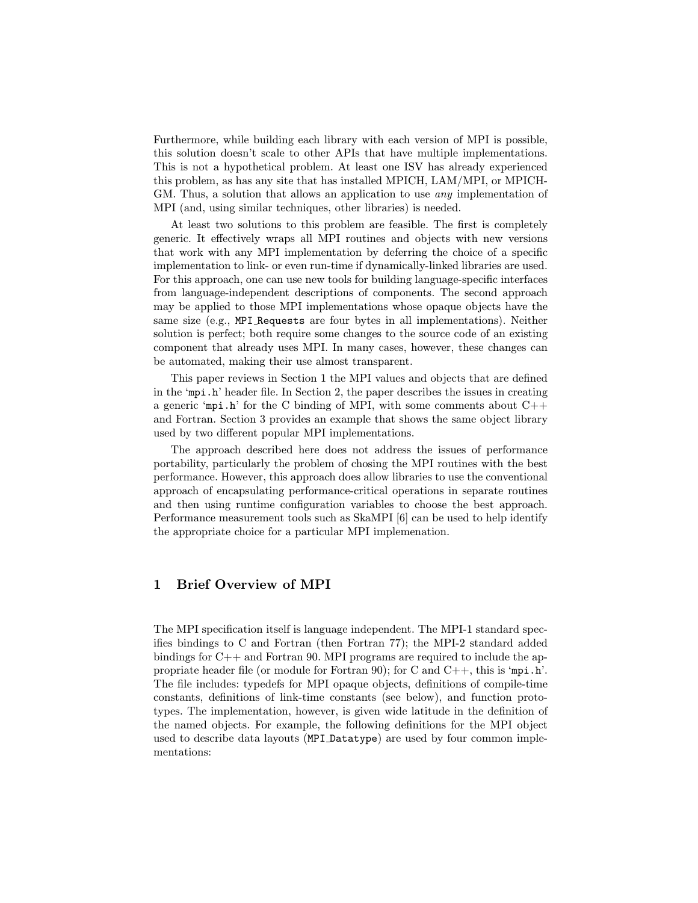Furthermore, while building each library with each version of MPI is possible, this solution doesn't scale to other APIs that have multiple implementations. This is not a hypothetical problem. At least one ISV has already experienced this problem, as has any site that has installed MPICH, LAM/MPI, or MPICH-GM. Thus, a solution that allows an application to use *any* implementation of MPI (and, using similar techniques, other libraries) is needed.

At least two solutions to this problem are feasible. The first is completely generic. It effectively wraps all MPI routines and objects with new versions that work with any MPI implementation by deferring the choice of a specific implementation to link- or even run-time if dynamically-linked libraries are used. For this approach, one can use new tools for building language-specific interfaces from language-independent descriptions of components. The second approach may be applied to those MPI implementations whose opaque objects have the same size (e.g., `MPI_Requests` are four bytes in all implementations). Neither solution is perfect; both require some changes to the source code of an existing component that already uses MPI. In many cases, however, these changes can be automated, making their use almost transparent.

This paper reviews in Section 1 the MPI values and objects that are defined in the '`mpi.h`' header file. In Section 2, the paper describes the issues in creating a generic '`mpi.h`' for the C binding of MPI, with some comments about C++ and Fortran. Section 3 provides an example that shows the same object library used by two different popular MPI implementations.

The approach described here does not address the issues of performance portability, particularly the problem of chosing the MPI routines with the best performance. However, this approach does allow libraries to use the conventional approach of encapsulating performance-critical operations in separate routines and then using runtime configuration variables to choose the best approach. Performance measurement tools such as SkaMPI [6] can be used to help identify the appropriate choice for a particular MPI implemenation.

## 1 Brief Overview of MPI

The MPI specification itself is language independent. The MPI-1 standard specifies bindings to C and Fortran (then Fortran 77); the MPI-2 standard added bindings for C++ and Fortran 90. MPI programs are required to include the appropriate header file (or module for Fortran 90); for C and C++, this is '`mpi.h`'. The file includes: typedefs for MPI opaque objects, definitions of compile-time constants, definitions of link-time constants (see below), and function prototypes. The implementation, however, is given wide latitude in the definition of the named objects. For example, the following definitions for the MPI object used to describe data layouts (`MPI_Datatype`) are used by four common implementations: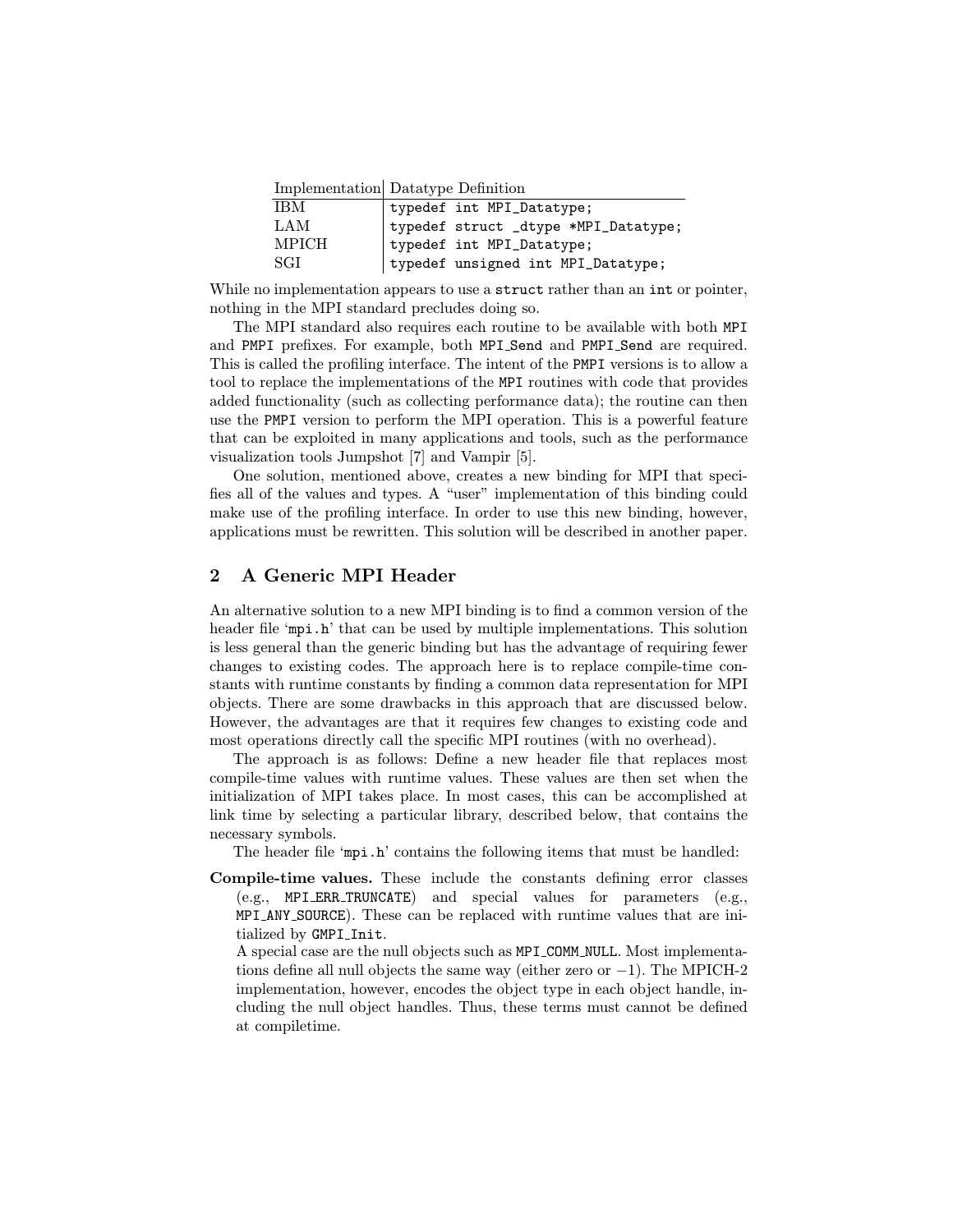| Implementation | Datatype Definition |
| --- | --- |
| IBM | `typedef int MPI_Datatype;` |
| LAM | `typedef struct _dtype *MPI_Datatype;` |
| MPICH | `typedef int MPI_Datatype;` |
| SGI | `typedef unsigned int MPI_Datatype;` |

While no implementation appears to use a `struct` rather than an `int` or pointer, nothing in the MPI standard precludes doing so.

The MPI standard also requires each routine to be available with both `MPI` and `PMPI` prefixes. For example, both `MPI_Send` and `PMPI_Send` are required. This is called the profiling interface. The intent of the `PMPI` versions is to allow a tool to replace the implementations of the `MPI` routines with code that provides added functionality (such as collecting performance data); the routine can then use the `PMPI` version to perform the MPI operation. This is a powerful feature that can be exploited in many applications and tools, such as the performance visualization tools Jumpshot [7] and Vampir [5].

One solution, mentioned above, creates a new binding for MPI that specifies all of the values and types. A "user" implementation of this binding could make use of the profiling interface. In order to use this new binding, however, applications must be rewritten. This solution will be described in another paper.

## 2 A Generic MPI Header

An alternative solution to a new MPI binding is to find a common version of the header file '`mpi.h`' that can be used by multiple implementations. This solution is less general than the generic binding but has the advantage of requiring fewer changes to existing codes. The approach here is to replace compile-time constants with runtime constants by finding a common data representation for MPI objects. There are some drawbacks in this approach that are discussed below. However, the advantages are that it requires few changes to existing code and most operations directly call the specific MPI routines (with no overhead).

The approach is as follows: Define a new header file that replaces most compile-time values with runtime values. These values are then set when the initialization of MPI takes place. In most cases, this can be accomplished at link time by selecting a particular library, described below, that contains the necessary symbols.

The header file '`mpi.h`' contains the following items that must be handled:

**Compile-time values.** These include the constants defining error classes (e.g., `MPI_ERR_TRUNCATE`) and special values for parameters (e.g., `MPI_ANY_SOURCE`). These can be replaced with runtime values that are initialized by `GMPI_Init`.

A special case are the null objects such as `MPI_COMM_NULL`. Most implementations define all null objects the same way (either zero or $-1$). The MPICH-2 implementation, however, encodes the object type in each object handle, including the null object handles. Thus, these terms must cannot be defined at compiletime.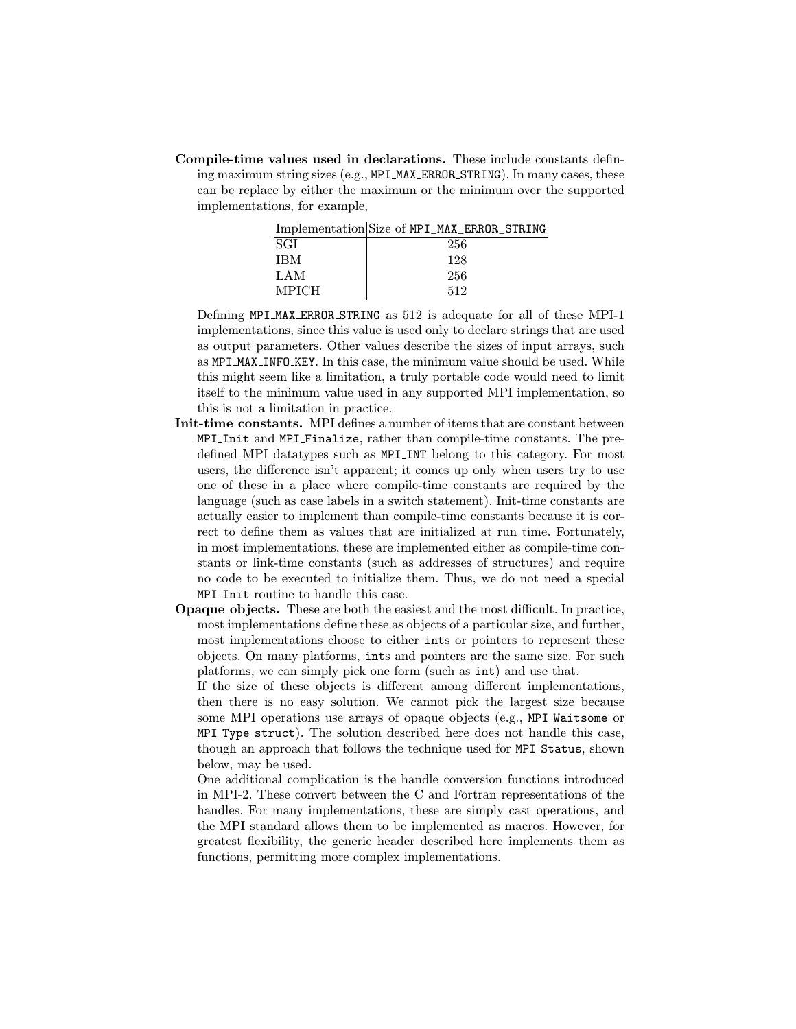**Compile-time values used in declarations.** These include constants defining maximum string sizes (e.g., `MPI_MAX_ERROR_STRING`). In many cases, these can be replace by either the maximum or the minimum over the supported implementations, for example,

| Implementation | Size of `MPI_MAX_ERROR_STRING` |
| --- | --- |
| SGI | 256 |
| IBM | 128 |
| LAM | 256 |
| MPICH | 512 |

Defining `MPI_MAX_ERROR_STRING` as 512 is adequate for all of these MPI-1 implementations, since this value is used only to declare strings that are used as output parameters. Other values describe the sizes of input arrays, such as `MPI_MAX_INFO_KEY`. In this case, the minimum value should be used. While this might seem like a limitation, a truly portable code would need to limit itself to the minimum value used in any supported MPI implementation, so this is not a limitation in practice.

**Init-time constants.** MPI defines a number of items that are constant between `MPI_Init` and `MPI_Finalize`, rather than compile-time constants. The predefined MPI datatypes such as `MPI_INT` belong to this category. For most users, the difference isn't apparent; it comes up only when users try to use one of these in a place where compile-time constants are required by the language (such as case labels in a switch statement). Init-time constants are actually easier to implement than compile-time constants because it is correct to define them as values that are initialized at run time. Fortunately, in most implementations, these are implemented either as compile-time constants or link-time constants (such as addresses of structures) and require no code to be executed to initialize them. Thus, we do not need a special `MPI_Init` routine to handle this case.

**Opaque objects.** These are both the easiest and the most difficult. In practice, most implementations define these as objects of a particular size, and further, most implementations choose to either `int`s or pointers to represent these objects. On many platforms, `int`s and pointers are the same size. For such platforms, we can simply pick one form (such as `int`) and use that.

If the size of these objects is different among different implementations, then there is no easy solution. We cannot pick the largest size because some MPI operations use arrays of opaque objects (e.g., `MPI_Waitsome` or `MPI_Type_struct`). The solution described here does not handle this case, though an approach that follows the technique used for `MPI_Status`, shown below, may be used.

One additional complication is the handle conversion functions introduced in MPI-2. These convert between the C and Fortran representations of the handles. For many implementations, these are simply cast operations, and the MPI standard allows them to be implemented as macros. However, for greatest flexibility, the generic header described here implements them as functions, permitting more complex implementations.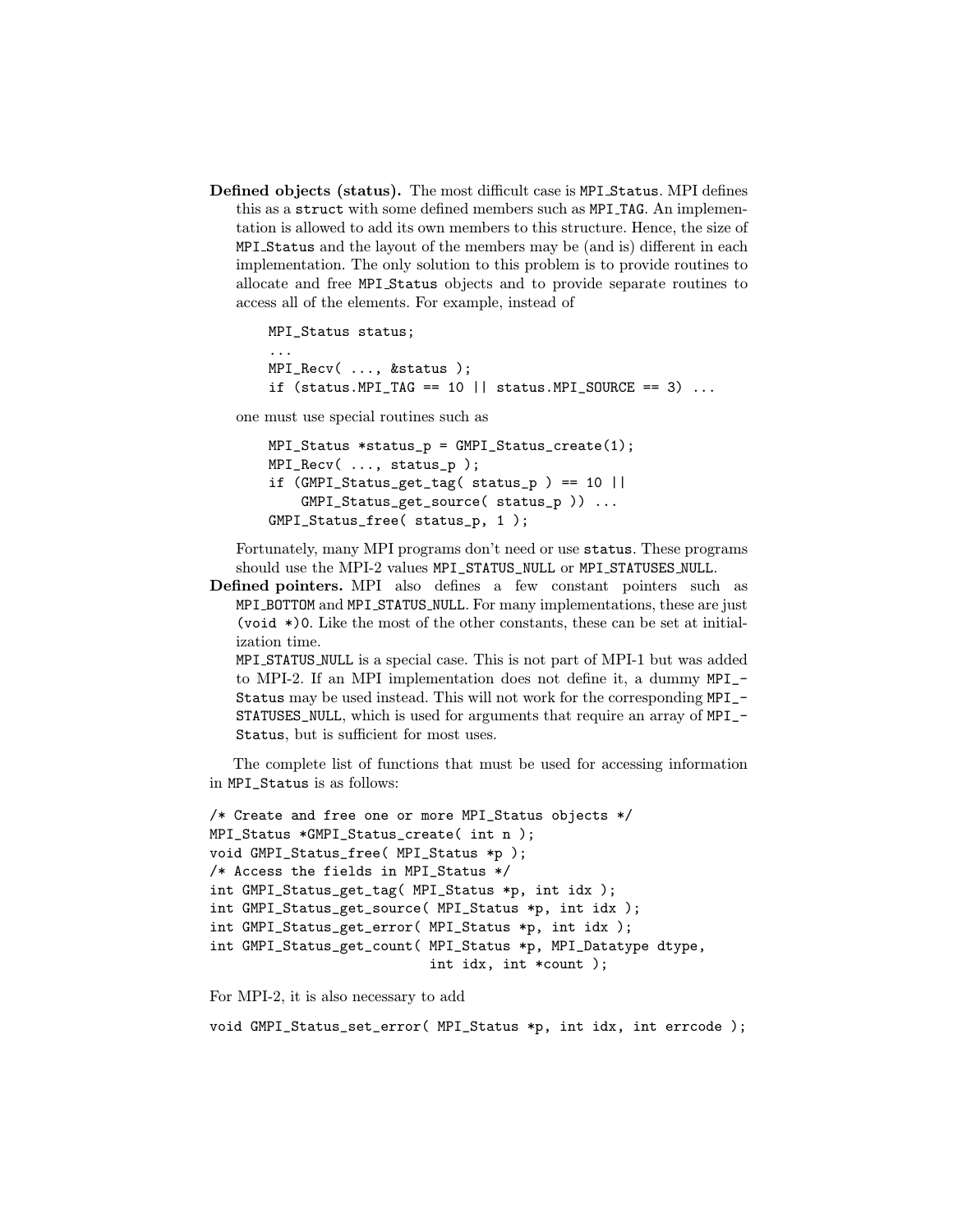**Defined objects (status).** The most difficult case is MPI_Status. MPI defines this as a struct with some defined members such as MPI_TAG. An implementation is allowed to add its own members to this structure. Hence, the size of MPI_Status and the layout of the members may be (and is) different in each implementation. The only solution to this problem is to provide routines to allocate and free MPI_Status objects and to provide separate routines to access all of the elements. For example, instead of

```
MPI_Status status;
...
MPI_Recv( ..., &status );
if (status.MPI_TAG == 10 || status.MPI_SOURCE == 3) ...
```

one must use special routines such as

```
MPI_Status *status_p = GMPI_Status_create(1);
MPI_Recv( ..., status_p );
if (GMPI_Status_get_tag( status_p ) == 10 ||
    GMPI_Status_get_source( status_p )) ...
GMPI_Status_free( status_p, 1 );
```

Fortunately, many MPI programs don't need or use status. These programs should use the MPI-2 values MPI_STATUS_NULL or MPI_STATUSES_NULL.

**Defined pointers.** MPI also defines a few constant pointers such as MPI_BOTTOM and MPI_STATUS_NULL. For many implementations, these are just (void *)0. Like the most of the other constants, these can be set at initialization time.

MPI_STATUS_NULL is a special case. This is not part of MPI-1 but was added to MPI-2. If an MPI implementation does not define it, a dummy MPI_Status may be used instead. This will not work for the corresponding MPI_STATUSES_NULL, which is used for arguments that require an array of MPI_Status, but is sufficient for most uses.

The complete list of functions that must be used for accessing information in MPI_Status is as follows:

```
/* Create and free one or more MPI_Status objects */
MPI_Status *GMPI_Status_create( int n );
void GMPI_Status_free( MPI_Status *p );
/* Access the fields in MPI_Status */
int GMPI_Status_get_tag( MPI_Status *p, int idx );
int GMPI_Status_get_source( MPI_Status *p, int idx );
int GMPI_Status_get_error( MPI_Status *p, int idx );
int GMPI_Status_get_count( MPI_Status *p, MPI_Datatype dtype,
                           int idx, int *count );
```

For MPI-2, it is also necessary to add

```
void GMPI_Status_set_error( MPI_Status *p, int idx, int errcode );
```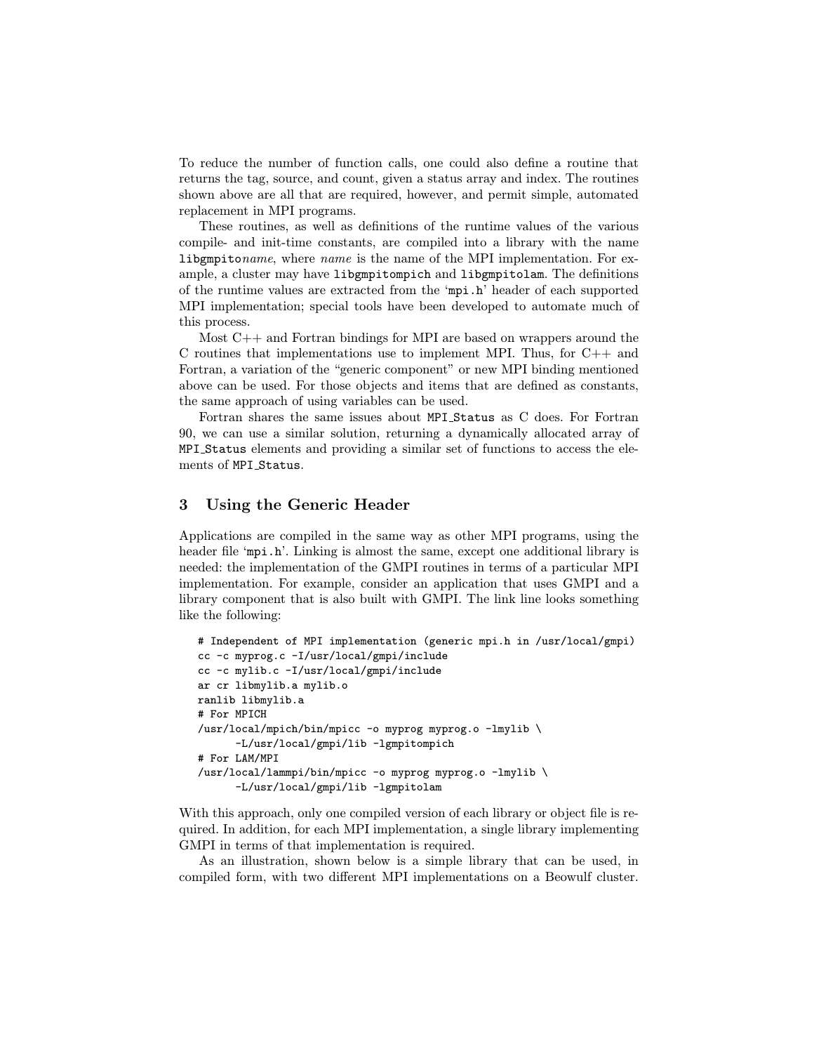To reduce the number of function calls, one could also define a routine that returns the tag, source, and count, given a status array and index. The routines shown above are all that are required, however, and permit simple, automated replacement in MPI programs.

These routines, as well as definitions of the runtime values of the various compile- and init-time constants, are compiled into a library with the name `libgmpito`*name*, where *name* is the name of the MPI implementation. For example, a cluster may have `libgmpitompich` and `libgmpitolam`. The definitions of the runtime values are extracted from the '`mpi.h`' header of each supported MPI implementation; special tools have been developed to automate much of this process.

Most C++ and Fortran bindings for MPI are based on wrappers around the C routines that implementations use to implement MPI. Thus, for C++ and Fortran, a variation of the "generic component" or new MPI binding mentioned above can be used. For those objects and items that are defined as constants, the same approach of using variables can be used.

Fortran shares the same issues about `MPI_Status` as C does. For Fortran 90, we can use a similar solution, returning a dynamically allocated array of `MPI_Status` elements and providing a similar set of functions to access the elements of `MPI_Status`.

## 3 Using the Generic Header

Applications are compiled in the same way as other MPI programs, using the header file '`mpi.h`'. Linking is almost the same, except one additional library is needed: the implementation of the GMPI routines in terms of a particular MPI implementation. For example, consider an application that uses GMPI and a library component that is also built with GMPI. The link line looks something like the following:

```
# Independent of MPI implementation (generic mpi.h in /usr/local/gmpi)
cc -c myprog.c -I/usr/local/gmpi/include
cc -c mylib.c -I/usr/local/gmpi/include
ar cr libmylib.a mylib.o
ranlib libmylib.a
# For MPICH
/usr/local/mpich/bin/mpicc -o myprog myprog.o -lmylib \
      -L/usr/local/gmpi/lib -lgmpitompich
# For LAM/MPI
/usr/local/lammpi/bin/mpicc -o myprog myprog.o -lmylib \
      -L/usr/local/gmpi/lib -lgmpitolam
```

With this approach, only one compiled version of each library or object file is required. In addition, for each MPI implementation, a single library implementing GMPI in terms of that implementation is required.

As an illustration, shown below is a simple library that can be used, in compiled form, with two different MPI implementations on a Beowulf cluster.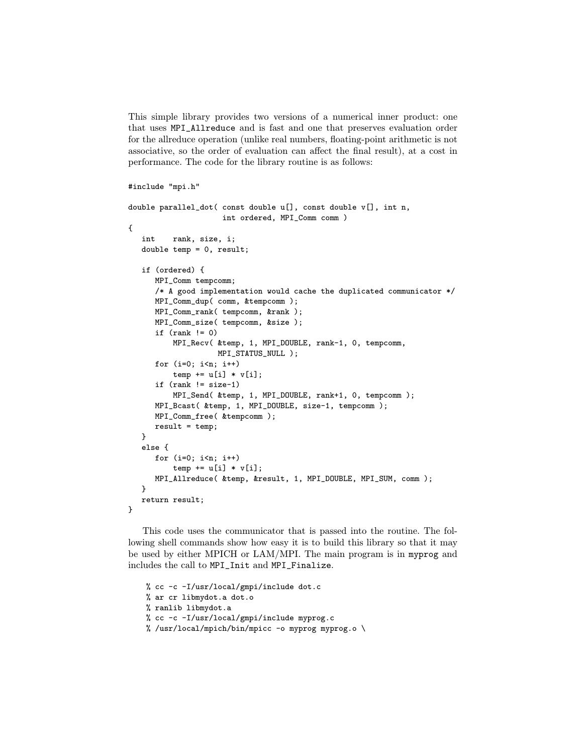This simple library provides two versions of a numerical inner product: one that uses `MPI_Allreduce` and is fast and one that preserves evaluation order for the allreduce operation (unlike real numbers, floating-point arithmetic is not associative, so the order of evaluation can affect the final result), at a cost in performance. The code for the library routine is as follows:

```
#include "mpi.h"

double parallel_dot( const double u[], const double v[], int n,
                     int ordered, MPI_Comm comm )
{
   int    rank, size, i;
   double temp = 0, result;

   if (ordered) {
      MPI_Comm tempcomm;
      /* A good implementation would cache the duplicated communicator */
      MPI_Comm_dup( comm, &tempcomm );
      MPI_Comm_rank( tempcomm, &rank );
      MPI_Comm_size( tempcomm, &size );
      if (rank != 0)
          MPI_Recv( &temp, 1, MPI_DOUBLE, rank-1, 0, tempcomm,
                    MPI_STATUS_NULL );
      for (i=0; i<n; i++)
          temp += u[i] * v[i];
      if (rank != size-1)
          MPI_Send( &temp, 1, MPI_DOUBLE, rank+1, 0, tempcomm );
      MPI_Bcast( &temp, 1, MPI_DOUBLE, size-1, tempcomm );
      MPI_Comm_free( &tempcomm );
      result = temp;
   }
   else {
      for (i=0; i<n; i++)
          temp += u[i] * v[i];
      MPI_Allreduce( &temp, &result, 1, MPI_DOUBLE, MPI_SUM, comm );
   }
   return result;
}
```

This code uses the communicator that is passed into the routine. The following shell commands show how easy it is to build this library so that it may be used by either MPICH or LAM/MPI. The main program is in `myprog` and includes the call to `MPI_Init` and `MPI_Finalize`.

```
% cc -c -I/usr/local/gmpi/include dot.c
% ar cr libmydot.a dot.o
% ranlib libmydot.a
% cc -c -I/usr/local/gmpi/include myprog.c
% /usr/local/mpich/bin/mpicc -o myprog myprog.o \
```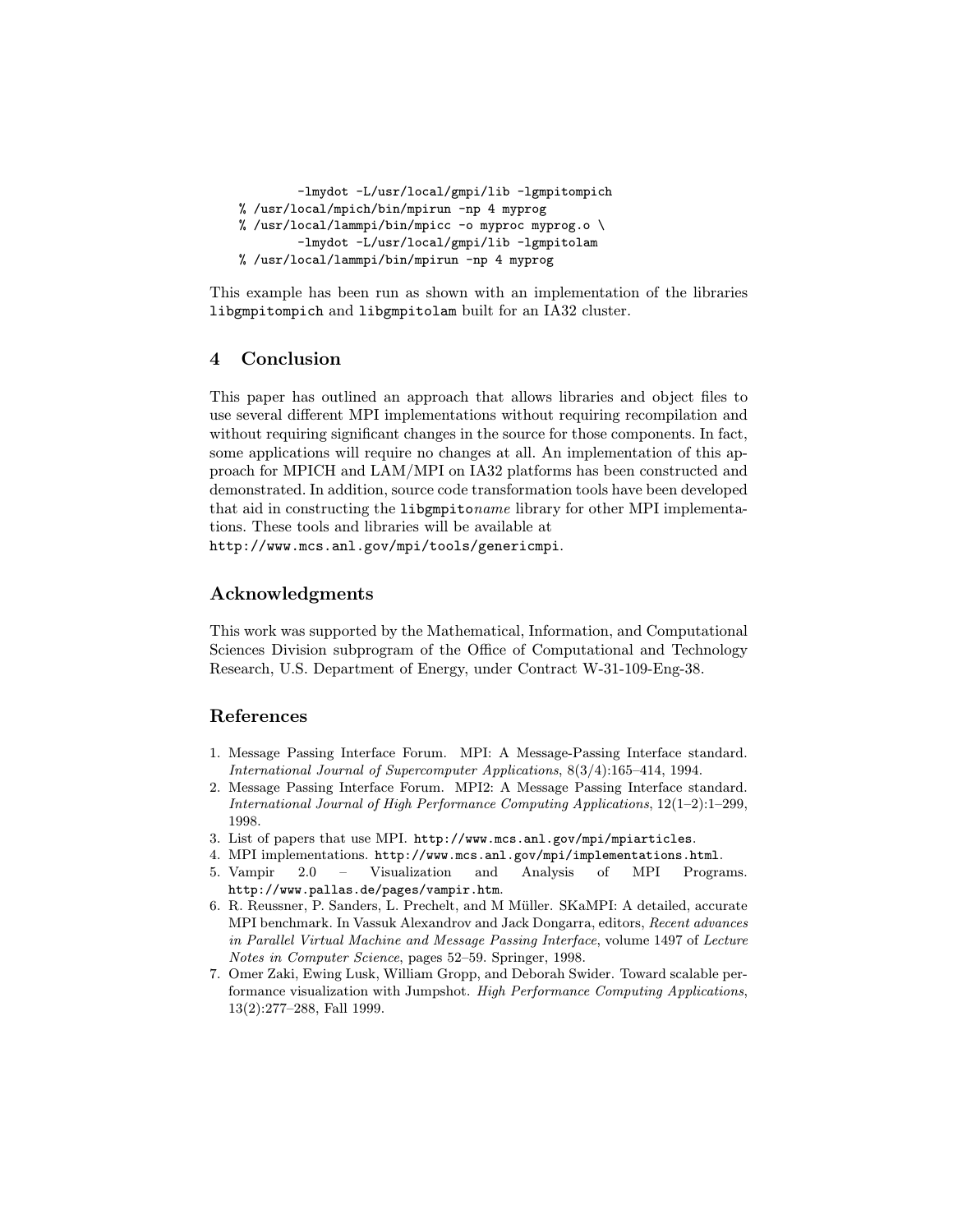```
        -lmydot -L/usr/local/gmpi/lib -lgmpitompich
% /usr/local/mpich/bin/mpirun -np 4 myprog
% /usr/local/lammpi/bin/mpicc -o myproc myprog.o \
        -lmydot -L/usr/local/gmpi/lib -lgmpitolam
% /usr/local/lammpi/bin/mpirun -np 4 myprog
```

This example has been run as shown with an implementation of the libraries `libgmpitompich` and `libgmpitolam` built for an IA32 cluster.

## 4 Conclusion

This paper has outlined an approach that allows libraries and object files to use several different MPI implementations without requiring recompilation and without requiring significant changes in the source for those components. In fact, some applications will require no changes at all. An implementation of this approach for MPICH and LAM/MPI on IA32 platforms has been constructed and demonstrated. In addition, source code transformation tools have been developed that aid in constructing the `libgmpito`*name* library for other MPI implementations. These tools and libraries will be available at `http://www.mcs.anl.gov/mpi/tools/genericmpi`.

## Acknowledgments

This work was supported by the Mathematical, Information, and Computational Sciences Division subprogram of the Office of Computational and Technology Research, U.S. Department of Energy, under Contract W-31-109-Eng-38.

## References

1. Message Passing Interface Forum. MPI: A Message-Passing Interface standard. *International Journal of Supercomputer Applications*, 8(3/4):165–414, 1994.
2. Message Passing Interface Forum. MPI2: A Message Passing Interface standard. *International Journal of High Performance Computing Applications*, 12(1–2):1–299, 1998.
3. List of papers that use MPI. `http://www.mcs.anl.gov/mpi/mpiarticles`.
4. MPI implementations. `http://www.mcs.anl.gov/mpi/implementations.html`.
5. Vampir 2.0 – Visualization and Analysis of MPI Programs. `http://www.pallas.de/pages/vampir.htm`.
6. R. Reussner, P. Sanders, L. Prechelt, and M Müller. SKaMPI: A detailed, accurate MPI benchmark. In Vassuk Alexandrov and Jack Dongarra, editors, *Recent advances in Parallel Virtual Machine and Message Passing Interface*, volume 1497 of *Lecture Notes in Computer Science*, pages 52–59. Springer, 1998.
7. Omer Zaki, Ewing Lusk, William Gropp, and Deborah Swider. Toward scalable performance visualization with Jumpshot. *High Performance Computing Applications*, 13(2):277–288, Fall 1999.